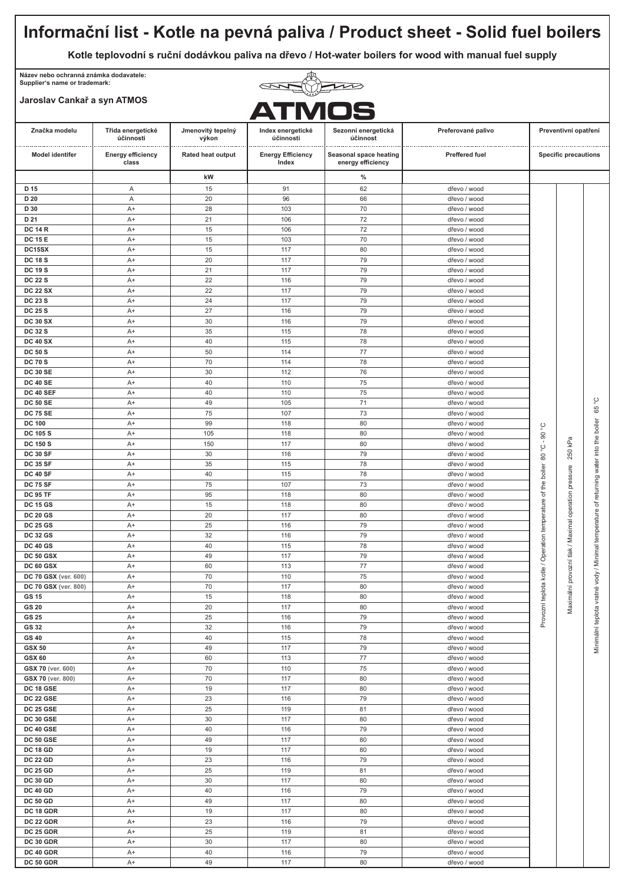# Informační list - Kotle na pevná paliva / Product sheet - Solid fuel boilers

**Kotle teplovodní s ruční dodávkou paliva na dřevo / Hot-water boilers for wood with manual fuel supply**

**Název nebo ochranná známka dodavatele:**
**Supplier's name or trademark:**

**Jaroslav Cankař a syn ATMOS**

ATMOS

| Značka modelu / Model identifer | Třída energetické účinnosti / Energy efficiency class | Jmenovitý tepelný výkon / Rated heat output | Index energetické účinnosti / Energy Efficiency Index | Sezonní energetická účinnost / Seasonal space heating energy efficiency | Preferované palivo / Preffered fuel | Preventivní opatření / Specific precautions | | |
|---|---|---|---|---|---|---|---|---|
| | | kW | | % | | | | |
| **D 15** | A | 15 | 91 | 62 | dřevo / wood | Provozní teplota kotle / Operation temperature of the boiler 80 °C - 90 °C | Maximální provozní tlak / Maximal operation pressure 250 kPa | Minimální teplota vratné vody / Minimal temperature of returning water into the boiler 65 °C |
| **D 20** | A | 20 | 96 | 66 | dřevo / wood | | | |
| **D 30** | A+ | 28 | 103 | 70 | dřevo / wood | | | |
| **D 21** | A+ | 21 | 106 | 72 | dřevo / wood | | | |
| **DC 14 R** | A+ | 15 | 106 | 72 | dřevo / wood | | | |
| **DC 15 E** | A+ | 15 | 103 | 70 | dřevo / wood | | | |
| **DC15SX** | A+ | 15 | 117 | 80 | dřevo / wood | | | |
| **DC 18 S** | A+ | 20 | 117 | 79 | dřevo / wood | | | |
| **DC 19 S** | A+ | 21 | 117 | 79 | dřevo / wood | | | |
| **DC 22 S** | A+ | 22 | 116 | 79 | dřevo / wood | | | |
| **DC 22 SX** | A+ | 22 | 117 | 79 | dřevo / wood | | | |
| **DC 23 S** | A+ | 24 | 117 | 79 | dřevo / wood | | | |
| **DC 25 S** | A+ | 27 | 116 | 79 | dřevo / wood | | | |
| **DC 30 SX** | A+ | 30 | 116 | 79 | dřevo / wood | | | |
| **DC 32 S** | A+ | 35 | 115 | 78 | dřevo / wood | | | |
| **DC 40 SX** | A+ | 40 | 115 | 78 | dřevo / wood | | | |
| **DC 50 S** | A+ | 50 | 114 | 77 | dřevo / wood | | | |
| **DC 70 S** | A+ | 70 | 114 | 78 | dřevo / wood | | | |
| **DC 30 SE** | A+ | 30 | 112 | 76 | dřevo / wood | | | |
| **DC 40 SE** | A+ | 40 | 110 | 75 | dřevo / wood | | | |
| **DC 40 SEF** | A+ | 40 | 110 | 75 | dřevo / wood | | | |
| **DC 50 SE** | A+ | 49 | 105 | 71 | dřevo / wood | | | |
| **DC 75 SE** | A+ | 75 | 107 | 73 | dřevo / wood | | | |
| **DC 100** | A+ | 99 | 118 | 80 | dřevo / wood | | | |
| **DC 105 S** | A+ | 105 | 118 | 80 | dřevo / wood | | | |
| **DC 150 S** | A+ | 150 | 117 | 80 | dřevo / wood | | | |
| **DC 30 SF** | A+ | 30 | 116 | 79 | dřevo / wood | | | |
| **DC 35 SF** | A+ | 35 | 115 | 78 | dřevo / wood | | | |
| **DC 40 SF** | A+ | 40 | 115 | 78 | dřevo / wood | | | |
| **DC 75 SF** | A+ | 75 | 107 | 73 | dřevo / wood | | | |
| **DC 95 TF** | A+ | 95 | 118 | 80 | dřevo / wood | | | |
| **DC 15 GS** | A+ | 15 | 118 | 80 | dřevo / wood | | | |
| **DC 20 GS** | A+ | 20 | 117 | 80 | dřevo / wood | | | |
| **DC 25 GS** | A+ | 25 | 116 | 79 | dřevo / wood | | | |
| **DC 32 GS** | A+ | 32 | 116 | 79 | dřevo / wood | | | |
| **DC 40 GS** | A+ | 40 | 115 | 78 | dřevo / wood | | | |
| **DC 50 GSX** | A+ | 49 | 117 | 79 | dřevo / wood | | | |
| **DC 60 GSX** | A+ | 60 | 113 | 77 | dřevo / wood | | | |
| **DC 70 GSX** (ver. 600) | A+ | 70 | 110 | 75 | dřevo / wood | | | |
| **DC 70 GSX** (ver. 800) | A+ | 70 | 117 | 80 | dřevo / wood | | | |
| **GS 15** | A+ | 15 | 118 | 80 | dřevo / wood | | | |
| **GS 20** | A+ | 20 | 117 | 80 | dřevo / wood | | | |
| **GS 25** | A+ | 25 | 116 | 79 | dřevo / wood | | | |
| **GS 32** | A+ | 32 | 116 | 79 | dřevo / wood | | | |
| **GS 40** | A+ | 40 | 115 | 78 | dřevo / wood | | | |
| **GSX 50** | A+ | 49 | 117 | 79 | dřevo / wood | | | |
| **GSX 60** | A+ | 60 | 113 | 77 | dřevo / wood | | | |
| **GSX 70** (ver. 600) | A+ | 70 | 110 | 75 | dřevo / wood | | | |
| **GSX 70** (ver. 800) | A+ | 70 | 117 | 80 | dřevo / wood | | | |
| **DC 18 GSE** | A+ | 19 | 117 | 80 | dřevo / wood | | | |
| **DC 22 GSE** | A+ | 23 | 116 | 79 | dřevo / wood | | | |
| **DC 25 GSE** | A+ | 25 | 119 | 81 | dřevo / wood | | | |
| **DC 30 GSE** | A+ | 30 | 117 | 80 | dřevo / wood | | | |
| **DC 40 GSE** | A+ | 40 | 116 | 79 | dřevo / wood | | | |
| **DC 50 GSE** | A+ | 49 | 117 | 80 | dřevo / wood | | | |
| **DC 18 GD** | A+ | 19 | 117 | 80 | dřevo / wood | | | |
| **DC 22 GD** | A+ | 23 | 116 | 79 | dřevo / wood | | | |
| **DC 25 GD** | A+ | 25 | 119 | 81 | dřevo / wood | | | |
| **DC 30 GD** | A+ | 30 | 117 | 80 | dřevo / wood | | | |
| **DC 40 GD** | A+ | 40 | 116 | 79 | dřevo / wood | | | |
| **DC 50 GD** | A+ | 49 | 117 | 80 | dřevo / wood | | | |
| **DC 18 GDR** | A+ | 19 | 117 | 80 | dřevo / wood | | | |
| **DC 22 GDR** | A+ | 23 | 116 | 79 | dřevo / wood | | | |
| **DC 25 GDR** | A+ | 25 | 119 | 81 | dřevo / wood | | | |
| **DC 30 GDR** | A+ | 30 | 117 | 80 | dřevo / wood | | | |
| **DC 40 GDR** | A+ | 40 | 116 | 79 | dřevo / wood | | | |
| **DC 50 GDR** | A+ | 49 | 117 | 80 | dřevo / wood | | | |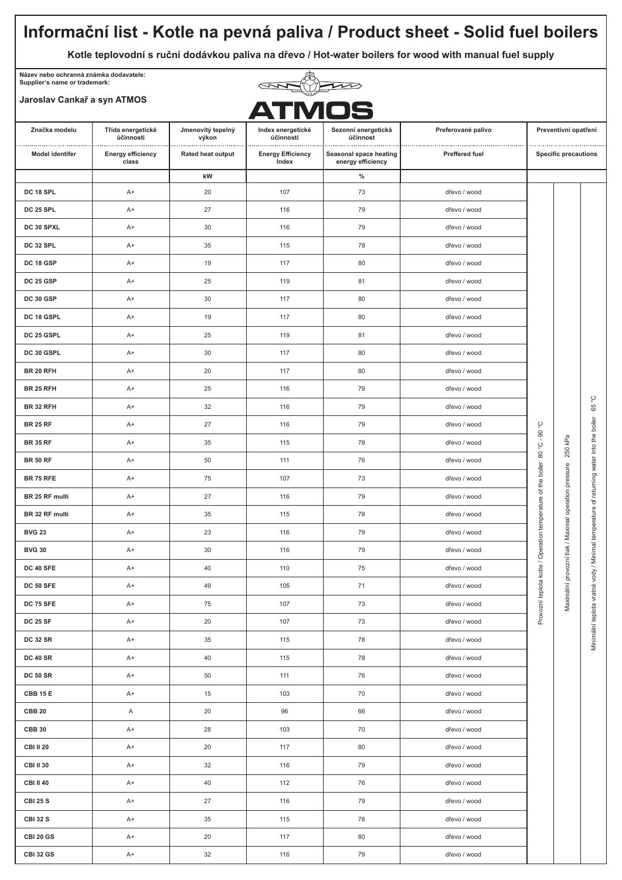# Informační list - Kotle na pevná paliva / Product sheet - Solid fuel boilers

**Kotle teplovodní s ruční dodávkou paliva na dřevo / Hot-water boilers for wood with manual fuel supply**

**Název nebo ochranná známka dodavatele:**
**Supplier's name or trademark:**

**Jaroslav Cankař a syn ATMOS**

ATMOS

| Značka modelu | Třída energetické účinnosti | Jmenovitý tepelný výkon | Index energetické účinnosti | Sezonní energetická účinnost | Preferované palivo | Preventivní opatření | | |
|---|---|---|---|---|---|---|---|---|
| **Model identifer** | **Energy efficiency class** | **Rated heat output** | **Energy Efficiency Index** | **Seasonal space heating energy efficiency** | **Preffered fuel** | **Specific precautions** | | |
| | | kW | | % | | | | |
| **DC 18 SPL** | A+ | 20 | 107 | 73 | dřevo / wood | Provozní teplota kotle / Operation temperature of the boiler 80 °C - 90 °C | Maximální provozní tlak / Maximal operation pressure 250 kPa | Minimální teplota vratné vody / Minimal temperature of returning water into the boiler 65 °C |
| **DC 25 SPL** | A+ | 27 | 116 | 79 | dřevo / wood | | | |
| **DC 30 SPXL** | A+ | 30 | 116 | 79 | dřevo / wood | | | |
| **DC 32 SPL** | A+ | 35 | 115 | 78 | dřevo / wood | | | |
| **DC 18 GSP** | A+ | 19 | 117 | 80 | dřevo / wood | | | |
| **DC 25 GSP** | A+ | 25 | 119 | 81 | dřevo / wood | | | |
| **DC 30 GSP** | A+ | 30 | 117 | 80 | dřevo / wood | | | |
| **DC 18 GSPL** | A+ | 19 | 117 | 80 | dřevo / wood | | | |
| **DC 25 GSPL** | A+ | 25 | 119 | 81 | dřevo / wood | | | |
| **DC 30 GSPL** | A+ | 30 | 117 | 80 | dřevo / wood | | | |
| **BR 20 RFH** | A+ | 20 | 117 | 80 | dřevo / wood | | | |
| **BR 25 RFH** | A+ | 25 | 116 | 79 | dřevo / wood | | | |
| **BR 32 RFH** | A+ | 32 | 116 | 79 | dřevo / wood | | | |
| **BR 25 RF** | A+ | 27 | 116 | 79 | dřevo / wood | | | |
| **BR 35 RF** | A+ | 35 | 115 | 78 | dřevo / wood | | | |
| **BR 50 RF** | A+ | 50 | 111 | 76 | dřevo / wood | | | |
| **BR 75 RFE** | A+ | 75 | 107 | 73 | dřevo / wood | | | |
| **BR 25 RF multi** | A+ | 27 | 116 | 79 | dřevo / wood | | | |
| **BR 32 RF multi** | A+ | 35 | 115 | 78 | dřevo / wood | | | |
| **BVG 23** | A+ | 23 | 116 | 79 | dřevo / wood | | | |
| **BVG 30** | A+ | 30 | 116 | 79 | dřevo / wood | | | |
| **DC 40 SFE** | A+ | 40 | 110 | 75 | dřevo / wood | | | |
| **DC 50 SFE** | A+ | 49 | 105 | 71 | dřevo / wood | | | |
| **DC 75 SFE** | A+ | 75 | 107 | 73 | dřevo / wood | | | |
| **DC 25 SF** | A+ | 20 | 107 | 73 | dřevo / wood | | | |
| **DC 32 SR** | A+ | 35 | 115 | 78 | dřevo / wood | | | |
| **DC 40 SR** | A+ | 40 | 115 | 78 | dřevo / wood | | | |
| **DC 50 SR** | A+ | 50 | 111 | 76 | dřevo / wood | | | |
| **CBB 15 E** | A+ | 15 | 103 | 70 | dřevo / wood | | | |
| **CBB 20** | A | 20 | 96 | 66 | dřevo / wood | | | |
| **CBB 30** | A+ | 28 | 103 | 70 | dřevo / wood | | | |
| **CBI II 20** | A+ | 20 | 117 | 80 | dřevo / wood | | | |
| **CBI II 30** | A+ | 32 | 116 | 79 | dřevo / wood | | | |
| **CBI II 40** | A+ | 40 | 112 | 76 | dřevo / wood | | | |
| **CBI 25 S** | A+ | 27 | 116 | 79 | dřevo / wood | | | |
| **CBI 32 S** | A+ | 35 | 115 | 78 | dřevo / wood | | | |
| **CBI 20 GS** | A+ | 20 | 117 | 80 | dřevo / wood | | | |
| **CBI 32 GS** | A+ | 32 | 116 | 79 | dřevo / wood | | | |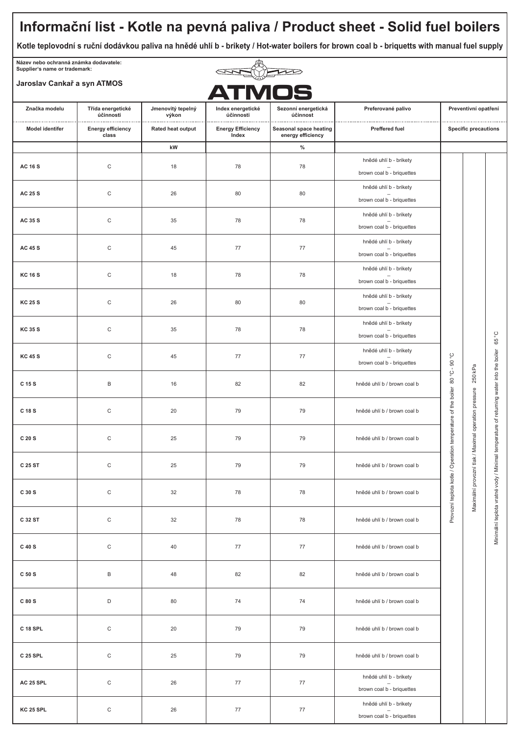# Informační list - Kotle na pevná paliva / Product sheet - Solid fuel boilers

**Kotle teplovodní s ruční dodávkou paliva na hnědé uhlí b - brikety / Hot-water boilers for brown coal b - briquetts with manual fuel supply**

**Název nebo ochranná známka dodavatele:**
**Supplier's name or trademark:**

**Jaroslav Cankař a syn ATMOS**

**ATMOS**

| Značka modelu / Model identifer | Třída energetické účinnosti / Energy efficiency class | Jmenovitý tepelný výkon / Rated heat output | Index energetické účinnosti / Energy Efficiency Index | Sezonní energetická účinnost / Seasonal space heating energy efficiency | Preferované palivo / Preffered fuel | Preventivní opatření / Specific precautions | | |
|---|---|---|---|---|---|---|---|---|
| | | kW | | % | | | | |
| AC 16 S | C | 18 | 78 | 78 | hnědé uhlí b - brikety – brown coal b - briquettes | Provozní teplota kotle / Operation temperature of the boiler 80 °C - 90 °C | Maximální provozní tlak / Maximal operation pressure 250 kPa | Minimální teplota vratné vody / Minimal temperature of returning water into the boiler 65 °C |
| AC 25 S | C | 26 | 80 | 80 | hnědé uhlí b - brikety – brown coal b - briquettes | | | |
| AC 35 S | C | 35 | 78 | 78 | hnědé uhlí b - brikety – brown coal b - briquettes | | | |
| AC 45 S | C | 45 | 77 | 77 | hnědé uhlí b - brikety – brown coal b - briquettes | | | |
| KC 16 S | C | 18 | 78 | 78 | hnědé uhlí b - brikety – brown coal b - briquettes | | | |
| KC 25 S | C | 26 | 80 | 80 | hnědé uhlí b - brikety – brown coal b - briquettes | | | |
| KC 35 S | C | 35 | 78 | 78 | hnědé uhlí b - brikety – brown coal b - briquettes | | | |
| KC 45 S | C | 45 | 77 | 77 | hnědé uhlí b - brikety – brown coal b - briquettes | | | |
| C 15 S | B | 16 | 82 | 82 | hnědé uhlí b / brown coal b | | | |
| C 18 S | C | 20 | 79 | 79 | hnědé uhlí b / brown coal b | | | |
| C 20 S | C | 25 | 79 | 79 | hnědé uhlí b / brown coal b | | | |
| C 25 ST | C | 25 | 79 | 79 | hnědé uhlí b / brown coal b | | | |
| C 30 S | C | 32 | 78 | 78 | hnědé uhlí b / brown coal b | | | |
| C 32 ST | C | 32 | 78 | 78 | hnědé uhlí b / brown coal b | | | |
| C 40 S | C | 40 | 77 | 77 | hnědé uhlí b / brown coal b | | | |
| C 50 S | B | 48 | 82 | 82 | hnědé uhlí b / brown coal b | | | |
| C 80 S | D | 80 | 74 | 74 | hnědé uhlí b / brown coal b | | | |
| C 18 SPL | C | 20 | 79 | 79 | hnědé uhlí b / brown coal b | | | |
| C 25 SPL | C | 25 | 79 | 79 | hnědé uhlí b / brown coal b | | | |
| AC 25 SPL | C | 26 | 77 | 77 | hnědé uhlí b - brikety – brown coal b - briquettes | | | |
| KC 25 SPL | C | 26 | 77 | 77 | hnědé uhlí b - brikety – brown coal b - briquettes | | | |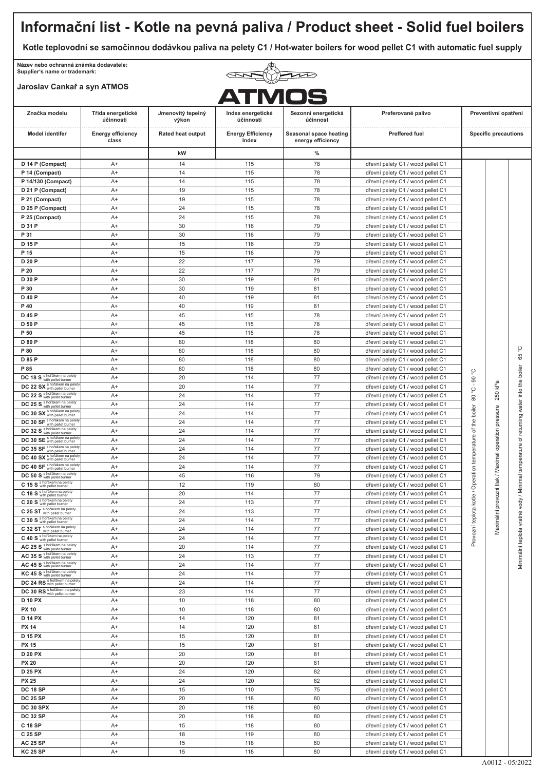# Informační list - Kotle na pevná paliva / Product sheet - Solid fuel boilers

**Kotle teplovodní se samočinnou dodávkou paliva na pelety C1 / Hot-water boilers for wood pellet C1 with automatic fuel supply**

**Název nebo ochranná známka dodavatele:**
**Supplier's name or trademark:**

**Jaroslav Cankař a syn ATMOS**

ATMOS

| Značka modelu / Model identifer | Třída energetické účinnosti / Energy efficiency class | Jmenovitý tepelný výkon / Rated heat output (kW) | Index energetické účinnosti / Energy Efficiency Index | Sezonní energetická účinnost / Seasonal space heating energy efficiency (%) | Preferované palivo / Preffered fuel | Preventivní opatření / Specific precautions | | |
|---|---|---|---|---|---|---|---|---|
| D 14 P (Compact) | A+ | 14 | 115 | 78 | dřevní pelety C1 / wood pellet C1 | Provozní teplota kotle / Operation temperature of the boiler 80 °C - 90 °C | Maximální provozní tlak / Maximal operation pressure 250 kPa | Minimální teplota vratné vody / Minimal temperature of returning water into the boiler 65 °C |
| P 14 (Compact) | A+ | 14 | 115 | 78 | dřevní pelety C1 / wood pellet C1 | | | |
| P 14/130 (Compact) | A+ | 14 | 115 | 78 | dřevní pelety C1 / wood pellet C1 | | | |
| D 21 P (Compact) | A+ | 19 | 115 | 78 | dřevní pelety C1 / wood pellet C1 | | | |
| P 21 (Compact) | A+ | 19 | 115 | 78 | dřevní pelety C1 / wood pellet C1 | | | |
| D 25 P (Compact) | A+ | 24 | 115 | 78 | dřevní pelety C1 / wood pellet C1 | | | |
| P 25 (Compact) | A+ | 24 | 115 | 78 | dřevní pelety C1 / wood pellet C1 | | | |
| D 31 P | A+ | 30 | 116 | 79 | dřevní pelety C1 / wood pellet C1 | | | |
| P 31 | A+ | 30 | 116 | 79 | dřevní pelety C1 / wood pellet C1 | | | |
| D 15 P | A+ | 15 | 116 | 79 | dřevní pelety C1 / wood pellet C1 | | | |
| P 15 | A+ | 15 | 116 | 79 | dřevní pelety C1 / wood pellet C1 | | | |
| D 20 P | A+ | 22 | 117 | 79 | dřevní pelety C1 / wood pellet C1 | | | |
| P 20 | A+ | 22 | 117 | 79 | dřevní pelety C1 / wood pellet C1 | | | |
| D 30 P | A+ | 30 | 119 | 81 | dřevní pelety C1 / wood pellet C1 | | | |
| P 30 | A+ | 30 | 119 | 81 | dřevní pelety C1 / wood pellet C1 | | | |
| D 40 P | A+ | 40 | 119 | 81 | dřevní pelety C1 / wood pellet C1 | | | |
| P 40 | A+ | 40 | 119 | 81 | dřevní pelety C1 / wood pellet C1 | | | |
| D 45 P | A+ | 45 | 115 | 78 | dřevní pelety C1 / wood pellet C1 | | | |
| D 50 P | A+ | 45 | 115 | 78 | dřevní pelety C1 / wood pellet C1 | | | |
| P 50 | A+ | 45 | 115 | 78 | dřevní pelety C1 / wood pellet C1 | | | |
| D 80 P | A+ | 80 | 118 | 80 | dřevní pelety C1 / wood pellet C1 | | | |
| P 80 | A+ | 80 | 118 | 80 | dřevní pelety C1 / wood pellet C1 | | | |
| D 85 P | A+ | 80 | 118 | 80 | dřevní pelety C1 / wood pellet C1 | | | |
| P 85 | A+ | 80 | 118 | 80 | dřevní pelety C1 / wood pellet C1 | | | |
| DC 18 S s hořákem na pelety / with pellet burner | A+ | 20 | 114 | 77 | dřevní pelety C1 / wood pellet C1 | | | |
| DC 22 SX s hořákem na pelety / with pellet burner | A+ | 20 | 114 | 77 | dřevní pelety C1 / wood pellet C1 | | | |
| DC 22 S s hořákem na pelety / with pellet burner | A+ | 24 | 114 | 77 | dřevní pelety C1 / wood pellet C1 | | | |
| DC 25 S s hořákem na pelety / with pellet burner | A+ | 24 | 114 | 77 | dřevní pelety C1 / wood pellet C1 | | | |
| DC 30 SX s hořákem na pelety / with pellet burner | A+ | 24 | 114 | 77 | dřevní pelety C1 / wood pellet C1 | | | |
| DC 30 SF s hořákem na pelety / with pellet burner | A+ | 24 | 114 | 77 | dřevní pelety C1 / wood pellet C1 | | | |
| DC 32 S s hořákem na pelety / with pellet burner | A+ | 24 | 114 | 77 | dřevní pelety C1 / wood pellet C1 | | | |
| DC 30 SE s hořákem na pelety / with pellet burner | A+ | 24 | 114 | 77 | dřevní pelety C1 / wood pellet C1 | | | |
| DC 35 SF s hořákem na pelety / with pellet burner | A+ | 24 | 114 | 77 | dřevní pelety C1 / wood pellet C1 | | | |
| DC 40 SX s hořákem na pelety / with pellet burner | A+ | 24 | 114 | 77 | dřevní pelety C1 / wood pellet C1 | | | |
| DC 40 SF s hořákem na pelety / with pellet burner | A+ | 24 | 114 | 77 | dřevní pelety C1 / wood pellet C1 | | | |
| DC 50 S s hořákem na pelety / with pellet burner | A+ | 45 | 116 | 79 | dřevní pelety C1 / wood pellet C1 | | | |
| C 15 S s hořákem na pelety / with pellet burner | A+ | 12 | 119 | 80 | dřevní pelety C1 / wood pellet C1 | | | |
| C 18 S s hořákem na pelety / with pellet burner | A+ | 20 | 114 | 77 | dřevní pelety C1 / wood pellet C1 | | | |
| C 20 S s hořákem na pelety / with pellet burner | A+ | 24 | 113 | 77 | dřevní pelety C1 / wood pellet C1 | | | |
| C 25 ST s hořákem na pelety / with pellet burner | A+ | 24 | 113 | 77 | dřevní pelety C1 / wood pellet C1 | | | |
| C 30 S s hořákem na pelety / with pellet burner | A+ | 24 | 114 | 77 | dřevní pelety C1 / wood pellet C1 | | | |
| C 32 ST s hořákem na pelety / with pellet burner | A+ | 24 | 114 | 77 | dřevní pelety C1 / wood pellet C1 | | | |
| C 40 S s hořákem na pelety / with pellet burner | A+ | 24 | 114 | 77 | dřevní pelety C1 / wood pellet C1 | | | |
| AC 25 S s hořákem na pelety / with pellet burner | A+ | 20 | 114 | 77 | dřevní pelety C1 / wood pellet C1 | | | |
| AC 35 S s hořákem na pelety / with pellet burner | A+ | 24 | 113 | 77 | dřevní pelety C1 / wood pellet C1 | | | |
| AC 45 S s hořákem na pelety / with pellet burner | A+ | 24 | 114 | 77 | dřevní pelety C1 / wood pellet C1 | | | |
| KC 45 S s hořákem na pelety / with pellet burner | A+ | 24 | 114 | 77 | dřevní pelety C1 / wood pellet C1 | | | |
| DC 24 RS s hořákem na pelety / with pellet burner | A+ | 24 | 114 | 77 | dřevní pelety C1 / wood pellet C1 | | | |
| DC 30 RS s hořákem na pelety / with pellet burner | A+ | 23 | 114 | 77 | dřevní pelety C1 / wood pellet C1 | | | |
| D 10 PX | A+ | 10 | 118 | 80 | dřevní pelety C1 / wood pellet C1 | | | |
| PX 10 | A+ | 10 | 118 | 80 | dřevní pelety C1 / wood pellet C1 | | | |
| D 14 PX | A+ | 14 | 120 | 81 | dřevní pelety C1 / wood pellet C1 | | | |
| PX 14 | A+ | 14 | 120 | 81 | dřevní pelety C1 / wood pellet C1 | | | |
| D 15 PX | A+ | 15 | 120 | 81 | dřevní pelety C1 / wood pellet C1 | | | |
| PX 15 | A+ | 15 | 120 | 81 | dřevní pelety C1 / wood pellet C1 | | | |
| D 20 PX | A+ | 20 | 120 | 81 | dřevní pelety C1 / wood pellet C1 | | | |
| PX 20 | A+ | 20 | 120 | 81 | dřevní pelety C1 / wood pellet C1 | | | |
| D 25 PX | A+ | 24 | 120 | 82 | dřevní pelety C1 / wood pellet C1 | | | |
| PX 25 | A+ | 24 | 120 | 82 | dřevní pelety C1 / wood pellet C1 | | | |
| DC 18 SP | A+ | 15 | 110 | 75 | dřevní pelety C1 / wood pellet C1 | | | |
| DC 25 SP | A+ | 20 | 118 | 80 | dřevní pelety C1 / wood pellet C1 | | | |
| DC 30 SPX | A+ | 20 | 118 | 80 | dřevní pelety C1 / wood pellet C1 | | | |
| DC 32 SP | A+ | 20 | 118 | 80 | dřevní pelety C1 / wood pellet C1 | | | |
| C 18 SP | A+ | 15 | 118 | 80 | dřevní pelety C1 / wood pellet C1 | | | |
| C 25 SP | A+ | 18 | 119 | 80 | dřevní pelety C1 / wood pellet C1 | | | |
| AC 25 SP | A+ | 15 | 118 | 80 | dřevní pelety C1 / wood pellet C1 | | | |
| KC 25 SP | A+ | 15 | 118 | 80 | dřevní pelety C1 / wood pellet C1 | | | |

A0012 - 05/2022